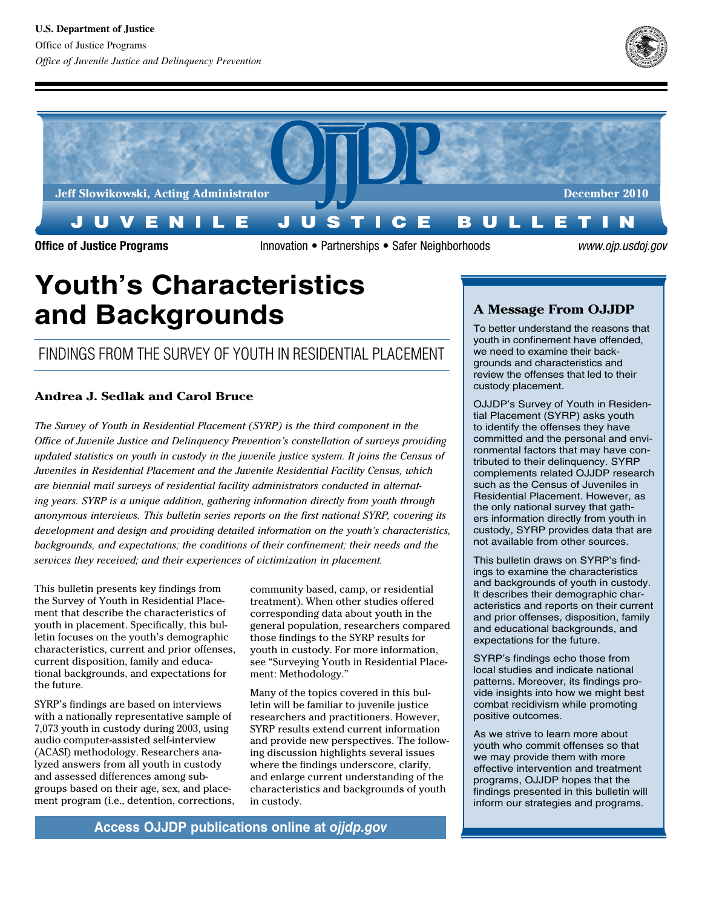U.S. Department of Justice
Office of Justice Programs
*Office of Juvenile Justice and Delinquency Prevention*

Jeff Slowikowski, Acting Administrator

December 2010

JUVENILE JUSTICE BULLETIN

**Office of Justice Programs** Innovation • Partnerships • Safer Neighborhoods *www.ojp.usdoj.gov*

# Youth's Characteristics and Backgrounds

## FINDINGS FROM THE SURVEY OF YOUTH IN RESIDENTIAL PLACEMENT

**Andrea J. Sedlak and Carol Bruce**

*The Survey of Youth in Residential Placement (SYRP) is the third component in the Office of Juvenile Justice and Delinquency Prevention's constellation of surveys providing updated statistics on youth in custody in the juvenile justice system. It joins the Census of Juveniles in Residential Placement and the Juvenile Residential Facility Census, which are biennial mail surveys of residential facility administrators conducted in alternating years. SYRP is a unique addition, gathering information directly from youth through anonymous interviews. This bulletin series reports on the first national SYRP, covering its development and design and providing detailed information on the youth's characteristics, backgrounds, and expectations; the conditions of their confinement; their needs and the services they received; and their experiences of victimization in placement.*

This bulletin presents key findings from the Survey of Youth in Residential Placement that describe the characteristics of youth in placement. Specifically, this bulletin focuses on the youth's demographic characteristics, current and prior offenses, current disposition, family and educational backgrounds, and expectations for the future.

SYRP's findings are based on interviews with a nationally representative sample of 7,073 youth in custody during 2003, using audio computer-assisted self-interview (ACASI) methodology. Researchers analyzed answers from all youth in custody and assessed differences among subgroups based on their age, sex, and placement program (i.e., detention, corrections, community based, camp, or residential treatment). When other studies offered corresponding data about youth in the general population, researchers compared those findings to the SYRP results for youth in custody. For more information, see "Surveying Youth in Residential Placement: Methodology."

Many of the topics covered in this bulletin will be familiar to juvenile justice researchers and practitioners. However, SYRP results extend current information and provide new perspectives. The following discussion highlights several issues where the findings underscore, clarify, and enlarge current understanding of the characteristics and backgrounds of youth in custody.

**Access OJJDP publications online at *ojjdp.gov***

### A Message From OJJDP

To better understand the reasons that youth in confinement have offended, we need to examine their backgrounds and characteristics and review the offenses that led to their custody placement.

OJJDP's Survey of Youth in Residential Placement (SYRP) asks youth to identify the offenses they have committed and the personal and environmental factors that may have contributed to their delinquency. SYRP complements related OJJDP research such as the Census of Juveniles in Residential Placement. However, as the only national survey that gathers information directly from youth in custody, SYRP provides data that are not available from other sources.

This bulletin draws on SYRP's findings to examine the characteristics and backgrounds of youth in custody. It describes their demographic characteristics and reports on their current and prior offenses, disposition, family and educational backgrounds, and expectations for the future.

SYRP's findings echo those from local studies and indicate national patterns. Moreover, its findings provide insights into how we might best combat recidivism while promoting positive outcomes.

As we strive to learn more about youth who commit offenses so that we may provide them with more effective intervention and treatment programs, OJJDP hopes that the findings presented in this bulletin will inform our strategies and programs.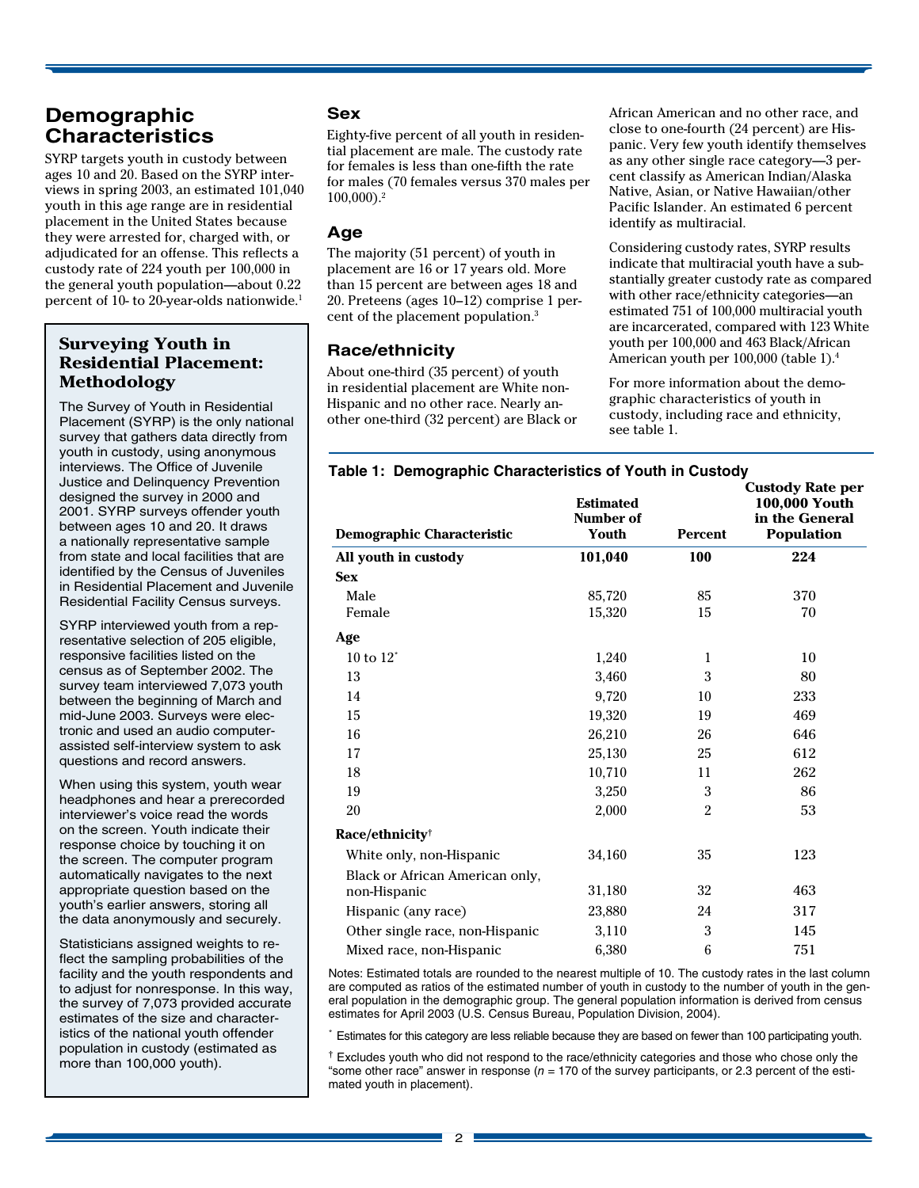## Demographic Characteristics

SYRP targets youth in custody between ages 10 and 20. Based on the SYRP interviews in spring 2003, an estimated 101,040 youth in this age range are in residential placement in the United States because they were arrested for, charged with, or adjudicated for an offense. This reflects a custody rate of 224 youth per 100,000 in the general youth population—about 0.22 percent of 10- to 20-year-olds nationwide.[1]

> ### Surveying Youth in Residential Placement: Methodology
>
> The Survey of Youth in Residential Placement (SYRP) is the only national survey that gathers data directly from youth in custody, using anonymous interviews. The Office of Juvenile Justice and Delinquency Prevention designed the survey in 2000 and 2001. SYRP surveys offender youth between ages 10 and 20. It draws a nationally representative sample from state and local facilities that are identified by the Census of Juveniles in Residential Placement and Juvenile Residential Facility Census surveys.
>
> SYRP interviewed youth from a representative selection of 205 eligible, responsive facilities listed on the census as of September 2002. The survey team interviewed 7,073 youth between the beginning of March and mid-June 2003. Surveys were electronic and used an audio computer-assisted self-interview system to ask questions and record answers.
>
> When using this system, youth wear headphones and hear a prerecorded interviewer's voice read the words on the screen. Youth indicate their response choice by touching it on the screen. The computer program automatically navigates to the next appropriate question based on the youth's earlier answers, storing all the data anonymously and securely.
>
> Statisticians assigned weights to reflect the sampling probabilities of the facility and the youth respondents and to adjust for nonresponse. In this way, the survey of 7,073 provided accurate estimates of the size and characteristics of the national youth offender population in custody (estimated as more than 100,000 youth).

### Sex

Eighty-five percent of all youth in residential placement are male. The custody rate for females is less than one-fifth the rate for males (70 females versus 370 males per 100,000).[2]

### Age

The majority (51 percent) of youth in placement are 16 or 17 years old. More than 15 percent are between ages 18 and 20. Preteens (ages 10–12) comprise 1 percent of the placement population.[3]

### Race/ethnicity

About one-third (35 percent) of youth in residential placement are White non-Hispanic and no other race. Nearly another one-third (32 percent) are Black or African American and no other race, and close to one-fourth (24 percent) are Hispanic. Very few youth identify themselves as any other single race category—3 percent classify as American Indian/Alaska Native, Asian, or Native Hawaiian/other Pacific Islander. An estimated 6 percent identify as multiracial.

Considering custody rates, SYRP results indicate that multiracial youth have a substantially greater custody rate as compared with other race/ethnicity categories—an estimated 751 of 100,000 multiracial youth are incarcerated, compared with 123 White youth per 100,000 and 463 Black/African American youth per 100,000 (table 1).[4]

For more information about the demographic characteristics of youth in custody, including race and ethnicity, see table 1.

**Table 1: Demographic Characteristics of Youth in Custody**

| Demographic Characteristic | Estimated Number of Youth | Percent | Custody Rate per 100,000 Youth in the General Population |
|---|---|---|---|
| **All youth in custody** | **101,040** | **100** | **224** |
| **Sex** | | | |
| Male | 85,720 | 85 | 370 |
| Female | 15,320 | 15 | 70 |
| **Age** | | | |
| 10 to 12* | 1,240 | 1 | 10 |
| 13 | 3,460 | 3 | 80 |
| 14 | 9,720 | 10 | 233 |
| 15 | 19,320 | 19 | 469 |
| 16 | 26,210 | 26 | 646 |
| 17 | 25,130 | 25 | 612 |
| 18 | 10,710 | 11 | 262 |
| 19 | 3,250 | 3 | 86 |
| 20 | 2,000 | 2 | 53 |
| **Race/ethnicity**† | | | |
| White only, non-Hispanic | 34,160 | 35 | 123 |
| Black or African American only, non-Hispanic | 31,180 | 32 | 463 |
| Hispanic (any race) | 23,880 | 24 | 317 |
| Other single race, non-Hispanic | 3,110 | 3 | 145 |
| Mixed race, non-Hispanic | 6,380 | 6 | 751 |

Notes: Estimated totals are rounded to the nearest multiple of 10. The custody rates in the last column are computed as ratios of the estimated number of youth in custody to the number of youth in the general population in the demographic group. The general population information is derived from census estimates for April 2003 (U.S. Census Bureau, Population Division, 2004).

\* Estimates for this category are less reliable because they are based on fewer than 100 participating youth.

† Excludes youth who did not respond to the race/ethnicity categories and those who chose only the "some other race" answer in response ($n$ = 170 of the survey participants, or 2.3 percent of the estimated youth in placement).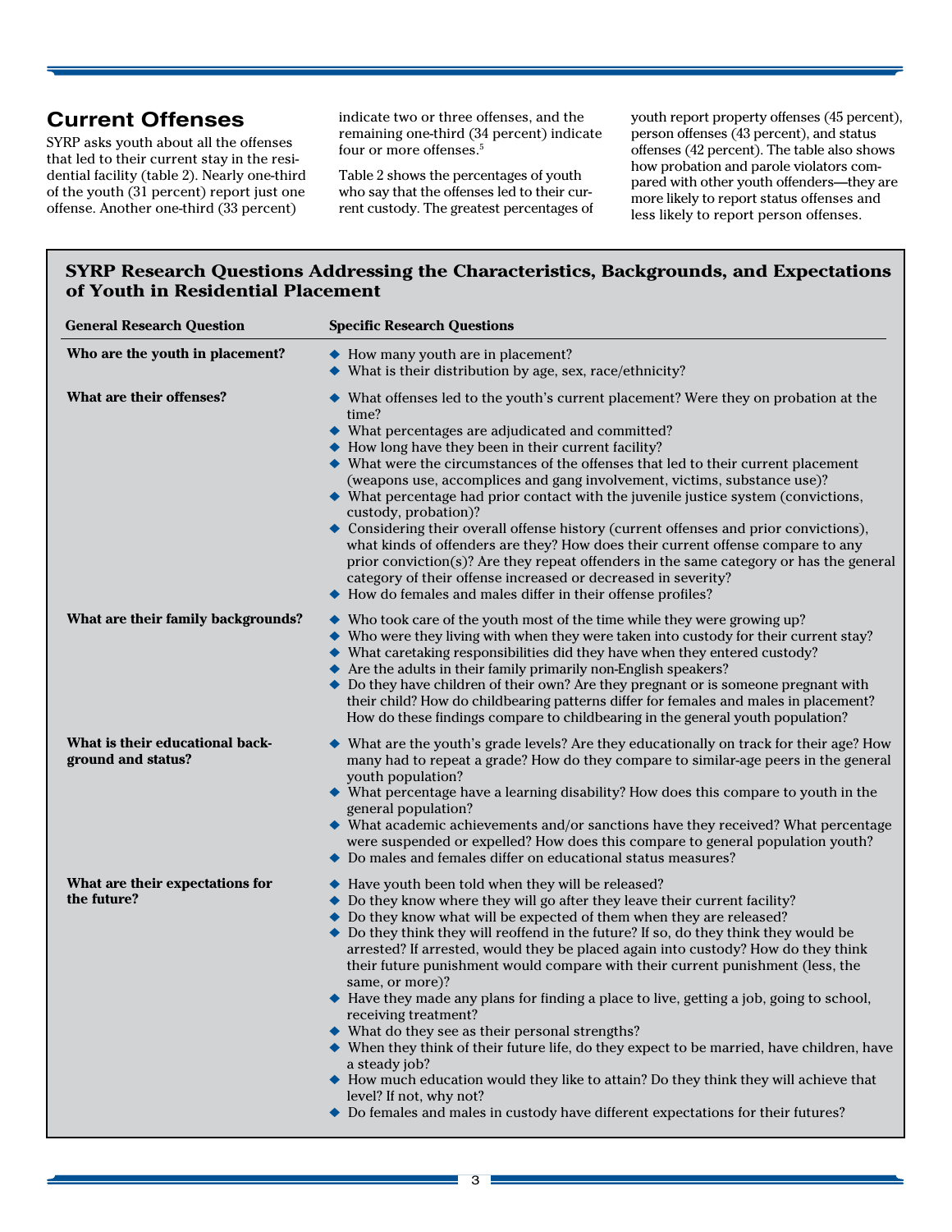## Current Offenses

SYRP asks youth about all the offenses that led to their current stay in the residential facility (table 2). Nearly one-third of the youth (31 percent) report just one offense. Another one-third (33 percent) indicate two or three offenses, and the remaining one-third (34 percent) indicate four or more offenses.[5]

Table 2 shows the percentages of youth who say that the offenses led to their current custody. The greatest percentages of youth report property offenses (45 percent), person offenses (43 percent), and status offenses (42 percent). The table also shows how probation and parole violators compared with other youth offenders—they are more likely to report status offenses and less likely to report person offenses.

### SYRP Research Questions Addressing the Characteristics, Backgrounds, and Expectations of Youth in Residential Placement

| General Research Question | Specific Research Questions |
|---|---|
| **Who are the youth in placement?** | ◆ How many youth are in placement?<br>◆ What is their distribution by age, sex, race/ethnicity? |
| **What are their offenses?** | ◆ What offenses led to the youth's current placement? Were they on probation at the time?<br>◆ What percentages are adjudicated and committed?<br>◆ How long have they been in their current facility?<br>◆ What were the circumstances of the offenses that led to their current placement (weapons use, accomplices and gang involvement, victims, substance use)?<br>◆ What percentage had prior contact with the juvenile justice system (convictions, custody, probation)?<br>◆ Considering their overall offense history (current offenses and prior convictions), what kinds of offenders are they? How does their current offense compare to any prior conviction(s)? Are they repeat offenders in the same category or has the general category of their offense increased or decreased in severity?<br>◆ How do females and males differ in their offense profiles? |
| **What are their family backgrounds?** | ◆ Who took care of the youth most of the time while they were growing up?<br>◆ Who were they living with when they were taken into custody for their current stay?<br>◆ What caretaking responsibilities did they have when they entered custody?<br>◆ Are the adults in their family primarily non-English speakers?<br>◆ Do they have children of their own? Are they pregnant or is someone pregnant with their child? How do childbearing patterns differ for females and males in placement? How do these findings compare to childbearing in the general youth population? |
| **What is their educational background and status?** | ◆ What are the youth's grade levels? Are they educationally on track for their age? How many had to repeat a grade? How do they compare to similar-age peers in the general youth population?<br>◆ What percentage have a learning disability? How does this compare to youth in the general population?<br>◆ What academic achievements and/or sanctions have they received? What percentage were suspended or expelled? How does this compare to general population youth?<br>◆ Do males and females differ on educational status measures? |
| **What are their expectations for the future?** | ◆ Have youth been told when they will be released?<br>◆ Do they know where they will go after they leave their current facility?<br>◆ Do they know what will be expected of them when they are released?<br>◆ Do they think they will reoffend in the future? If so, do they think they would be arrested? If arrested, would they be placed again into custody? How do they think their future punishment would compare with their current punishment (less, the same, or more)?<br>◆ Have they made any plans for finding a place to live, getting a job, going to school, receiving treatment?<br>◆ What do they see as their personal strengths?<br>◆ When they think of their future life, do they expect to be married, have children, have a steady job?<br>◆ How much education would they like to attain? Do they think they will achieve that level? If not, why not?<br>◆ Do females and males in custody have different expectations for their futures? |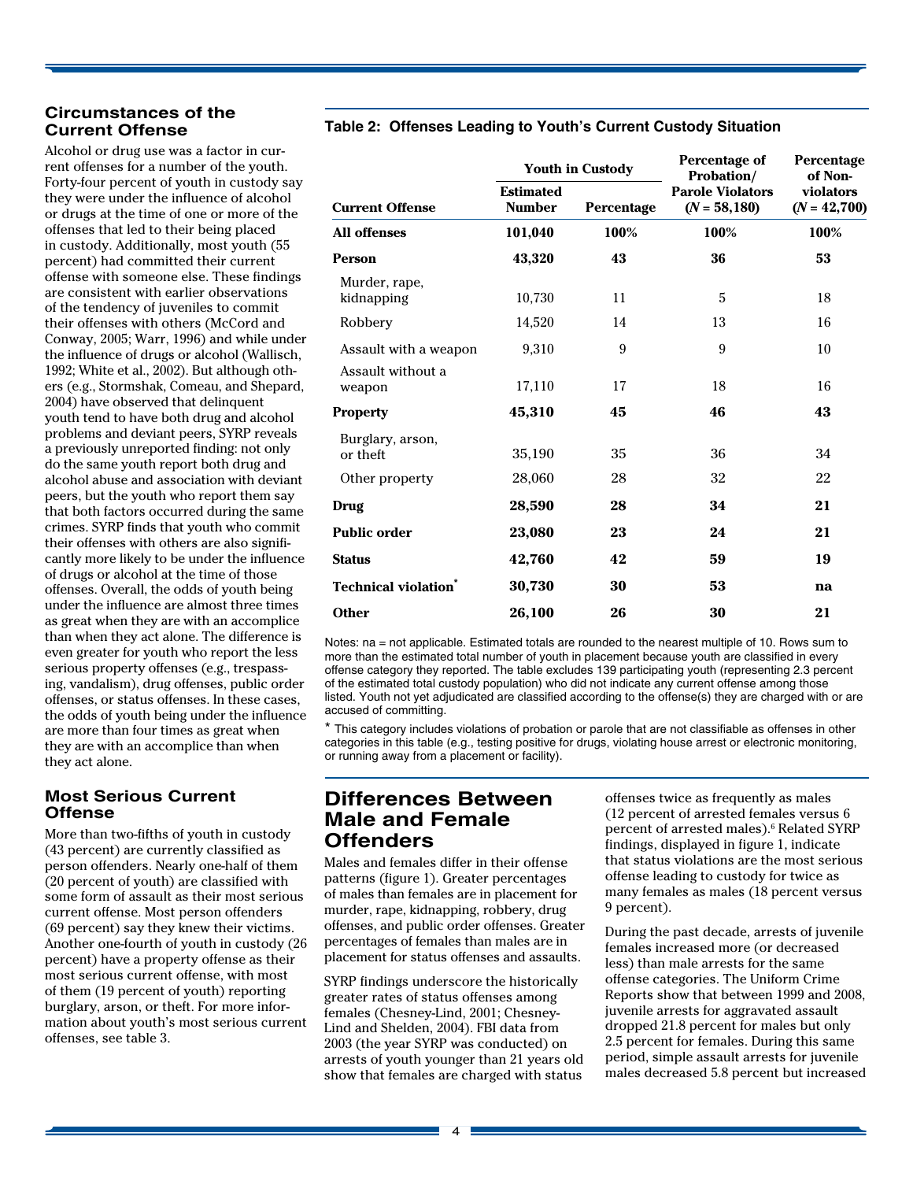## Circumstances of the Current Offense

Alcohol or drug use was a factor in current offenses for a number of the youth. Forty-four percent of youth in custody say they were under the influence of alcohol or drugs at the time of one or more of the offenses that led to their being placed in custody. Additionally, most youth (55 percent) had committed their current offense with someone else. These findings are consistent with earlier observations of the tendency of juveniles to commit their offenses with others (McCord and Conway, 2005; Warr, 1996) and while under the influence of drugs or alcohol (Wallisch, 1992; White et al., 2002). But although others (e.g., Stormshak, Comeau, and Shepard, 2004) have observed that delinquent youth tend to have both drug and alcohol problems and deviant peers, SYRP reveals a previously unreported finding: not only do the same youth report both drug and alcohol abuse and association with deviant peers, but the youth who report them say that both factors occurred during the same crimes. SYRP finds that youth who commit their offenses with others are also significantly more likely to be under the influence of drugs or alcohol at the time of those offenses. Overall, the odds of youth being under the influence are almost three times as great when they are with an accomplice than when they act alone. The difference is even greater for youth who report the less serious property offenses (e.g., trespassing, vandalism), drug offenses, public order offenses, or status offenses. In these cases, the odds of youth being under the influence are more than four times as great when they are with an accomplice than when they act alone.

## Most Serious Current Offense

More than two-fifths of youth in custody (43 percent) are currently classified as person offenders. Nearly one-half of them (20 percent of youth) are classified with some form of assault as their most serious current offense. Most person offenders (69 percent) say they knew their victims. Another one-fourth of youth in custody (26 percent) have a property offense as their most serious current offense, with most of them (19 percent of youth) reporting burglary, arson, or theft. For more information about youth's most serious current offenses, see table 3.

**Table 2: Offenses Leading to Youth's Current Custody Situation**

| | Youth in Custody | | Percentage of Probation/ Parole Violators | Percentage of Non-violators |
|---|---|---|---|---|
| **Current Offense** | **Estimated Number** | **Percentage** | **($N$ = 58,180)** | **($N$ = 42,700)** |
| **All offenses** | **101,040** | **100%** | **100%** | **100%** |
| **Person** | **43,320** | **43** | **36** | **53** |
| Murder, rape, kidnapping | 10,730 | 11 | 5 | 18 |
| Robbery | 14,520 | 14 | 13 | 16 |
| Assault with a weapon | 9,310 | 9 | 9 | 10 |
| Assault without a weapon | 17,110 | 17 | 18 | 16 |
| **Property** | **45,310** | **45** | **46** | **43** |
| Burglary, arson, or theft | 35,190 | 35 | 36 | 34 |
| Other property | 28,060 | 28 | 32 | 22 |
| **Drug** | **28,590** | **28** | **34** | **21** |
| **Public order** | **23,080** | **23** | **24** | **21** |
| **Status** | **42,760** | **42** | **59** | **19** |
| **Technical violation*** | **30,730** | **30** | **53** | **na** |
| **Other** | **26,100** | **26** | **30** | **21** |

Notes: na = not applicable. Estimated totals are rounded to the nearest multiple of 10. Rows sum to more than the estimated total number of youth in placement because youth are classified in every offense category they reported. The table excludes 139 participating youth (representing 2.3 percent of the estimated total custody population) who did not indicate any current offense among those listed. Youth not yet adjudicated are classified according to the offense(s) they are charged with or are accused of committing.

* This category includes violations of probation or parole that are not classifiable as offenses in other categories in this table (e.g., testing positive for drugs, violating house arrest or electronic monitoring, or running away from a placement or facility).

# Differences Between Male and Female Offenders

Males and females differ in their offense patterns (figure 1). Greater percentages of males than females are in placement for murder, rape, kidnapping, robbery, drug offenses, and public order offenses. Greater percentages of females than males are in placement for status offenses and assaults.

SYRP findings underscore the historically greater rates of status offenses among females (Chesney-Lind, 2001; Chesney-Lind and Shelden, 2004). FBI data from 2003 (the year SYRP was conducted) on arrests of youth younger than 21 years old show that females are charged with status offenses twice as frequently as males (12 percent of arrested females versus 6 percent of arrested males).[6] Related SYRP findings, displayed in figure 1, indicate that status violations are the most serious offense leading to custody for twice as many females as males (18 percent versus 9 percent).

During the past decade, arrests of juvenile females increased more (or decreased less) than male arrests for the same offense categories. The Uniform Crime Reports show that between 1999 and 2008, juvenile arrests for aggravated assault dropped 21.8 percent for males but only 2.5 percent for females. During this same period, simple assault arrests for juvenile males decreased 5.8 percent but increased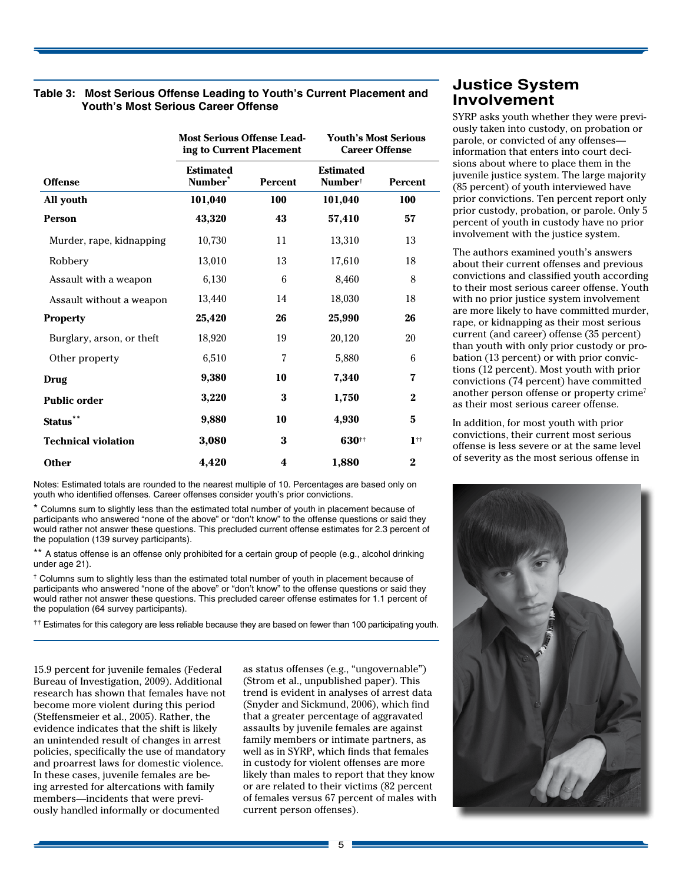**Table 3: Most Serious Offense Leading to Youth's Current Placement and Youth's Most Serious Career Offense**

| Offense | Most Serious Offense Leading to Current Placement | | Youth's Most Serious Career Offense | |
|---|---|---|---|---|
| | Estimated Number* | Percent | Estimated Number† | Percent |
| **All youth** | **101,040** | **100** | **101,040** | **100** |
| **Person** | **43,320** | **43** | **57,410** | **57** |
| Murder, rape, kidnapping | 10,730 | 11 | 13,310 | 13 |
| Robbery | 13,010 | 13 | 17,610 | 18 |
| Assault with a weapon | 6,130 | 6 | 8,460 | 8 |
| Assault without a weapon | 13,440 | 14 | 18,030 | 18 |
| **Property** | **25,420** | **26** | **25,990** | **26** |
| Burglary, arson, or theft | 18,920 | 19 | 20,120 | 20 |
| Other property | 6,510 | 7 | 5,880 | 6 |
| **Drug** | **9,380** | **10** | **7,340** | **7** |
| **Public order** | **3,220** | **3** | **1,750** | **2** |
| **Status**** | **9,880** | **10** | **4,930** | **5** |
| **Technical violation** | **3,080** | **3** | **630††** | **1††** |
| **Other** | **4,420** | **4** | **1,880** | **2** |

Notes: Estimated totals are rounded to the nearest multiple of 10. Percentages are based only on youth who identified offenses. Career offenses consider youth's prior convictions.

* Columns sum to slightly less than the estimated total number of youth in placement because of participants who answered "none of the above" or "don't know" to the offense questions or said they would rather not answer these questions. This precluded current offense estimates for 2.3 percent of the population (139 survey participants).

** A status offense is an offense only prohibited for a certain group of people (e.g., alcohol drinking under age 21).

† Columns sum to slightly less than the estimated total number of youth in placement because of participants who answered "none of the above" or "don't know" to the offense questions or said they would rather not answer these questions. This precluded career offense estimates for 1.1 percent of the population (64 survey participants).

†† Estimates for this category are less reliable because they are based on fewer than 100 participating youth.

15.9 percent for juvenile females (Federal Bureau of Investigation, 2009). Additional research has shown that females have not become more violent during this period (Steffensmeier et al., 2005). Rather, the evidence indicates that the shift is likely an unintended result of changes in arrest policies, specifically the use of mandatory and proarrest laws for domestic violence. In these cases, juvenile females are being arrested for altercations with family members—incidents that were previously handled informally or documented as status offenses (e.g., "ungovernable") (Strom et al., unpublished paper). This trend is evident in analyses of arrest data (Snyder and Sickmund, 2006), which find that a greater percentage of aggravated assaults by juvenile females are against family members or intimate partners, as well as in SYRP, which finds that females in custody for violent offenses are more likely than males to report that they know or are related to their victims (82 percent of females versus 67 percent of males with current person offenses).

## Justice System Involvement

SYRP asks youth whether they were previously taken into custody, on probation or parole, or convicted of any offenses—information that enters into court decisions about where to place them in the juvenile justice system. The large majority (85 percent) of youth interviewed have prior convictions. Ten percent report only prior custody, probation, or parole. Only 5 percent of youth in custody have no prior involvement with the justice system.

The authors examined youth's answers about their current offenses and previous convictions and classified youth according to their most serious career offense. Youth with no prior justice system involvement are more likely to have committed murder, rape, or kidnapping as their most serious current (and career) offense (35 percent) than youth with only prior custody or probation (13 percent) or with prior convictions (12 percent). Most youth with prior convictions (74 percent) have committed another person offense or property crime[7] as their most serious career offense.

In addition, for most youth with prior convictions, their current most serious offense is less severe or at the same level of severity as the most serious offense in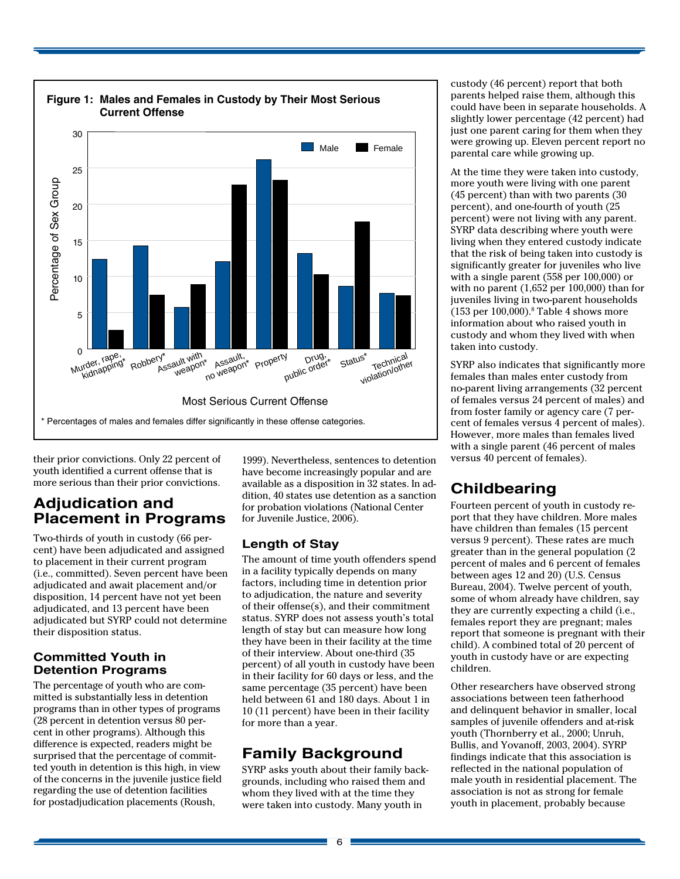**Figure 1: Males and Females in Custody by Their Most Serious Current Offense**

* Percentages of males and females differ significantly in these offense categories.

their prior convictions. Only 22 percent of youth identified a current offense that is more serious than their prior convictions.

## Adjudication and Placement in Programs

Two-thirds of youth in custody (66 percent) have been adjudicated and assigned to placement in their current program (i.e., committed). Seven percent have been adjudicated and await placement and/or disposition, 14 percent have not yet been adjudicated, and 13 percent have been adjudicated but SYRP could not determine their disposition status.

### Committed Youth in Detention Programs

The percentage of youth who are committed is substantially less in detention programs than in other types of programs (28 percent in detention versus 80 percent in other programs). Although this difference is expected, readers might be surprised that the percentage of committed youth in detention is this high, in view of the concerns in the juvenile justice field regarding the use of detention facilities for postadjudication placements (Roush, 1999). Nevertheless, sentences to detention have become increasingly popular and are available as a disposition in 32 states. In addition, 40 states use detention as a sanction for probation violations (National Center for Juvenile Justice, 2006).

### Length of Stay

The amount of time youth offenders spend in a facility typically depends on many factors, including time in detention prior to adjudication, the nature and severity of their offense(s), and their commitment status. SYRP does not assess youth's total length of stay but can measure how long they have been in their facility at the time of their interview. About one-third (35 percent) of all youth in custody have been in their facility for 60 days or less, and the same percentage (35 percent) have been held between 61 and 180 days. About 1 in 10 (11 percent) have been in their facility for more than a year.

## Family Background

SYRP asks youth about their family backgrounds, including who raised them and whom they lived with at the time they were taken into custody. Many youth in custody (46 percent) report that both parents helped raise them, although this could have been in separate households. A slightly lower percentage (42 percent) had just one parent caring for them when they were growing up. Eleven percent report no parental care while growing up.

At the time they were taken into custody, more youth were living with one parent (45 percent) than with two parents (30 percent), and one-fourth of youth (25 percent) were not living with any parent. SYRP data describing where youth were living when they entered custody indicate that the risk of being taken into custody is significantly greater for juveniles who live with a single parent (558 per 100,000) or with no parent (1,652 per 100,000) than for juveniles living in two-parent households (153 per 100,000).[8] Table 4 shows more information about who raised youth in custody and whom they lived with when taken into custody.

SYRP also indicates that significantly more females than males enter custody from no-parent living arrangements (32 percent of females versus 24 percent of males) and from foster family or agency care (7 percent of females versus 4 percent of males). However, more males than females lived with a single parent (46 percent of males versus 40 percent of females).

## Childbearing

Fourteen percent of youth in custody report that they have children. More males have children than females (15 percent versus 9 percent). These rates are much greater than in the general population (2 percent of males and 6 percent of females between ages 12 and 20) (U.S. Census Bureau, 2004). Twelve percent of youth, some of whom already have children, say they are currently expecting a child (i.e., females report they are pregnant; males report that someone is pregnant with their child). A combined total of 20 percent of youth in custody have or are expecting children.

Other researchers have observed strong associations between teen fatherhood and delinquent behavior in smaller, local samples of juvenile offenders and at-risk youth (Thornberry et al., 2000; Unruh, Bullis, and Yovanoff, 2003, 2004). SYRP findings indicate that this association is reflected in the national population of male youth in residential placement. The association is not as strong for female youth in placement, probably because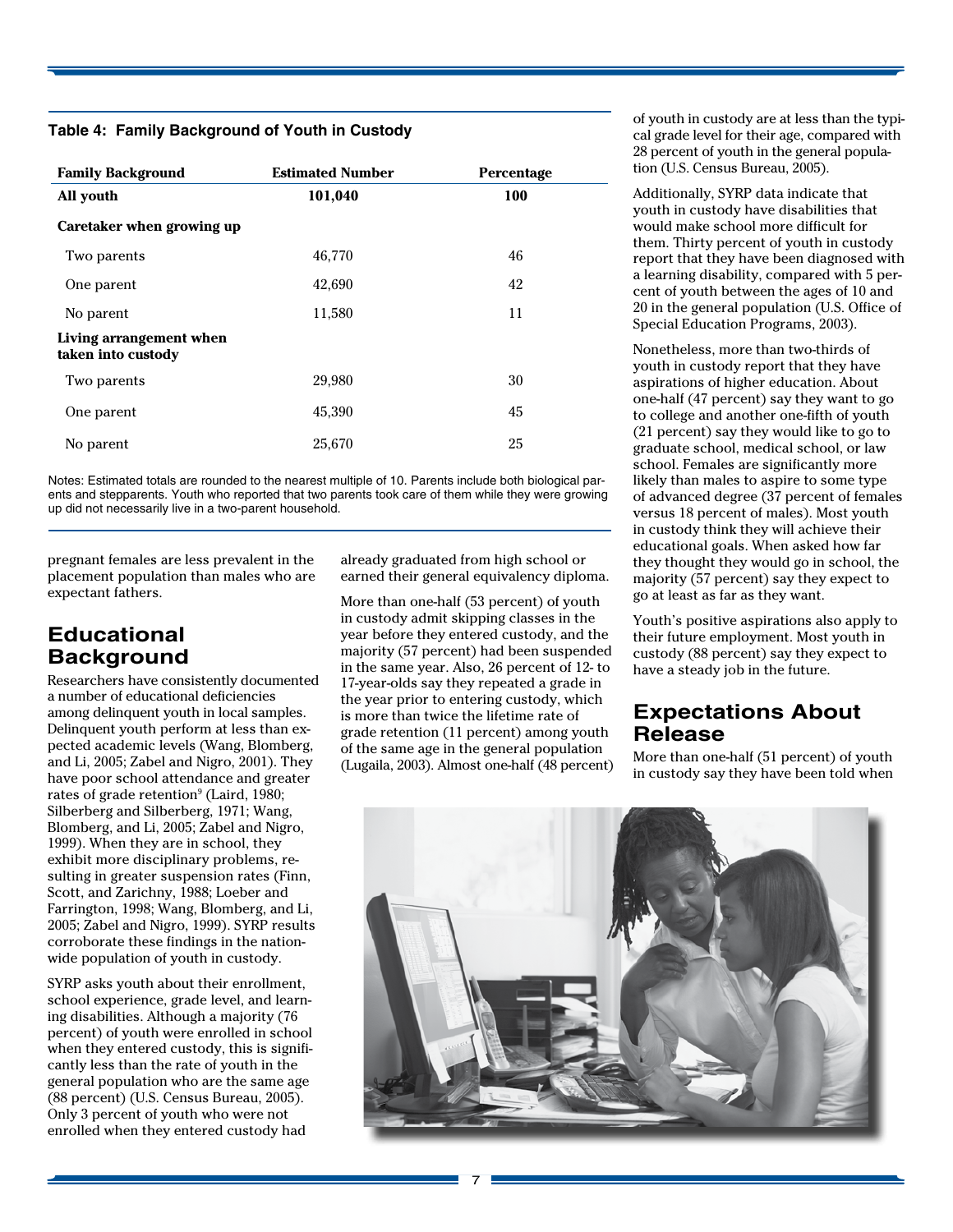**Table 4: Family Background of Youth in Custody**

| Family Background | Estimated Number | Percentage |
|---|---|---|
| **All youth** | **101,040** | **100** |
| **Caretaker when growing up** | | |
| Two parents | 46,770 | 46 |
| One parent | 42,690 | 42 |
| No parent | 11,580 | 11 |
| **Living arrangement when taken into custody** | | |
| Two parents | 29,980 | 30 |
| One parent | 45,390 | 45 |
| No parent | 25,670 | 25 |

Notes: Estimated totals are rounded to the nearest multiple of 10. Parents include both biological parents and stepparents. Youth who reported that two parents took care of them while they were growing up did not necessarily live in a two-parent household.

pregnant females are less prevalent in the placement population than males who are expectant fathers.

## Educational Background

Researchers have consistently documented a number of educational deficiencies among delinquent youth in local samples. Delinquent youth perform at less than expected academic levels (Wang, Blomberg, and Li, 2005; Zabel and Nigro, 2001). They have poor school attendance and greater rates of grade retention[9] (Laird, 1980; Silberberg and Silberberg, 1971; Wang, Blomberg, and Li, 2005; Zabel and Nigro, 1999). When they are in school, they exhibit more disciplinary problems, resulting in greater suspension rates (Finn, Scott, and Zarichny, 1988; Loeber and Farrington, 1998; Wang, Blomberg, and Li, 2005; Zabel and Nigro, 1999). SYRP results corroborate these findings in the nationwide population of youth in custody.

SYRP asks youth about their enrollment, school experience, grade level, and learning disabilities. Although a majority (76 percent) of youth were enrolled in school when they entered custody, this is significantly less than the rate of youth in the general population who are the same age (88 percent) (U.S. Census Bureau, 2005). Only 3 percent of youth who were not enrolled when they entered custody had already graduated from high school or earned their general equivalency diploma.

More than one-half (53 percent) of youth in custody admit skipping classes in the year before they entered custody, and the majority (57 percent) had been suspended in the same year. Also, 26 percent of 12- to 17-year-olds say they repeated a grade in the year prior to entering custody, which is more than twice the lifetime rate of grade retention (11 percent) among youth of the same age in the general population (Lugaila, 2003). Almost one-half (48 percent) of youth in custody are at less than the typical grade level for their age, compared with 28 percent of youth in the general population (U.S. Census Bureau, 2005).

Additionally, SYRP data indicate that youth in custody have disabilities that would make school more difficult for them. Thirty percent of youth in custody report that they have been diagnosed with a learning disability, compared with 5 percent of youth between the ages of 10 and 20 in the general population (U.S. Office of Special Education Programs, 2003).

Nonetheless, more than two-thirds of youth in custody report that they have aspirations of higher education. About one-half (47 percent) say they want to go to college and another one-fifth of youth (21 percent) say they would like to go to graduate school, medical school, or law school. Females are significantly more likely than males to aspire to some type of advanced degree (37 percent of females versus 18 percent of males). Most youth in custody think they will achieve their educational goals. When asked how far they thought they would go in school, the majority (57 percent) say they expect to go at least as far as they want.

Youth's positive aspirations also apply to their future employment. Most youth in custody (88 percent) say they expect to have a steady job in the future.

## Expectations About Release

More than one-half (51 percent) of youth in custody say they have been told when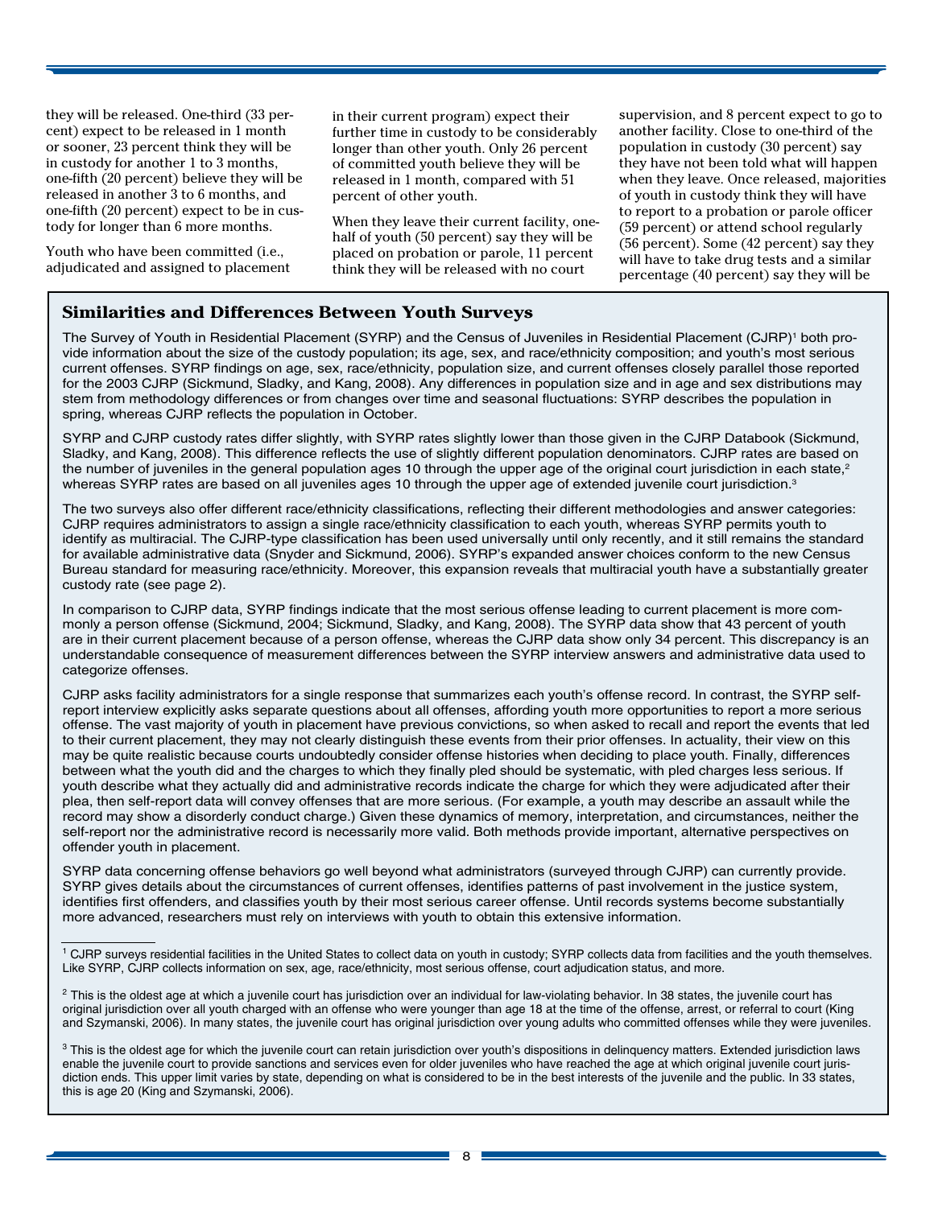they will be released. One-third (33 percent) expect to be released in 1 month or sooner, 23 percent think they will be in custody for another 1 to 3 months, one-fifth (20 percent) believe they will be released in another 3 to 6 months, and one-fifth (20 percent) expect to be in custody for longer than 6 more months.

Youth who have been committed (i.e., adjudicated and assigned to placement in their current program) expect their further time in custody to be considerably longer than other youth. Only 26 percent of committed youth believe they will be released in 1 month, compared with 51 percent of other youth.

When they leave their current facility, one-half of youth (50 percent) say they will be placed on probation or parole, 11 percent think they will be released with no court supervision, and 8 percent expect to go to another facility. Close to one-third of the population in custody (30 percent) say they have not been told what will happen when they leave. Once released, majorities of youth in custody think they will have to report to a probation or parole officer (59 percent) or attend school regularly (56 percent). Some (42 percent) say they will have to take drug tests and a similar percentage (40 percent) say they will be

## Similarities and Differences Between Youth Surveys

The Survey of Youth in Residential Placement (SYRP) and the Census of Juveniles in Residential Placement (CJRP)[1] both provide information about the size of the custody population; its age, sex, and race/ethnicity composition; and youth's most serious current offenses. SYRP findings on age, sex, race/ethnicity, population size, and current offenses closely parallel those reported for the 2003 CJRP (Sickmund, Sladky, and Kang, 2008). Any differences in population size and in age and sex distributions may stem from methodology differences or from changes over time and seasonal fluctuations: SYRP describes the population in spring, whereas CJRP reflects the population in October.

SYRP and CJRP custody rates differ slightly, with SYRP rates slightly lower than those given in the CJRP Databook (Sickmund, Sladky, and Kang, 2008). This difference reflects the use of slightly different population denominators. CJRP rates are based on the number of juveniles in the general population ages 10 through the upper age of the original court jurisdiction in each state,[2] whereas SYRP rates are based on all juveniles ages 10 through the upper age of extended juvenile court jurisdiction.[3]

The two surveys also offer different race/ethnicity classifications, reflecting their different methodologies and answer categories: CJRP requires administrators to assign a single race/ethnicity classification to each youth, whereas SYRP permits youth to identify as multiracial. The CJRP-type classification has been used universally until only recently, and it still remains the standard for available administrative data (Snyder and Sickmund, 2006). SYRP's expanded answer choices conform to the new Census Bureau standard for measuring race/ethnicity. Moreover, this expansion reveals that multiracial youth have a substantially greater custody rate (see page 2).

In comparison to CJRP data, SYRP findings indicate that the most serious offense leading to current placement is more commonly a person offense (Sickmund, 2004; Sickmund, Sladky, and Kang, 2008). The SYRP data show that 43 percent of youth are in their current placement because of a person offense, whereas the CJRP data show only 34 percent. This discrepancy is an understandable consequence of measurement differences between the SYRP interview answers and administrative data used to categorize offenses.

CJRP asks facility administrators for a single response that summarizes each youth's offense record. In contrast, the SYRP self-report interview explicitly asks separate questions about all offenses, affording youth more opportunities to report a more serious offense. The vast majority of youth in placement have previous convictions, so when asked to recall and report the events that led to their current placement, they may not clearly distinguish these events from their prior offenses. In actuality, their view on this may be quite realistic because courts undoubtedly consider offense histories when deciding to place youth. Finally, differences between what the youth did and the charges to which they finally pled should be systematic, with pled charges less serious. If youth describe what they actually did and administrative records indicate the charge for which they were adjudicated after their plea, then self-report data will convey offenses that are more serious. (For example, a youth may describe an assault while the record may show a disorderly conduct charge.) Given these dynamics of memory, interpretation, and circumstances, neither the self-report nor the administrative record is necessarily more valid. Both methods provide important, alternative perspectives on offender youth in placement.

SYRP data concerning offense behaviors go well beyond what administrators (surveyed through CJRP) can currently provide. SYRP gives details about the circumstances of current offenses, identifies patterns of past involvement in the justice system, identifies first offenders, and classifies youth by their most serious career offense. Until records systems become substantially more advanced, researchers must rely on interviews with youth to obtain this extensive information.

[1] CJRP surveys residential facilities in the United States to collect data on youth in custody; SYRP collects data from facilities and the youth themselves. Like SYRP, CJRP collects information on sex, age, race/ethnicity, most serious offense, court adjudication status, and more.

[2] This is the oldest age at which a juvenile court has jurisdiction over an individual for law-violating behavior. In 38 states, the juvenile court has original jurisdiction over all youth charged with an offense who were younger than age 18 at the time of the offense, arrest, or referral to court (King and Szymanski, 2006). In many states, the juvenile court has original jurisdiction over young adults who committed offenses while they were juveniles.

[3] This is the oldest age for which the juvenile court can retain jurisdiction over youth's dispositions in delinquency matters. Extended jurisdiction laws enable the juvenile court to provide sanctions and services even for older juveniles who have reached the age at which original juvenile court jurisdiction ends. This upper limit varies by state, depending on what is considered to be in the best interests of the juvenile and the public. In 33 states, this is age 20 (King and Szymanski, 2006).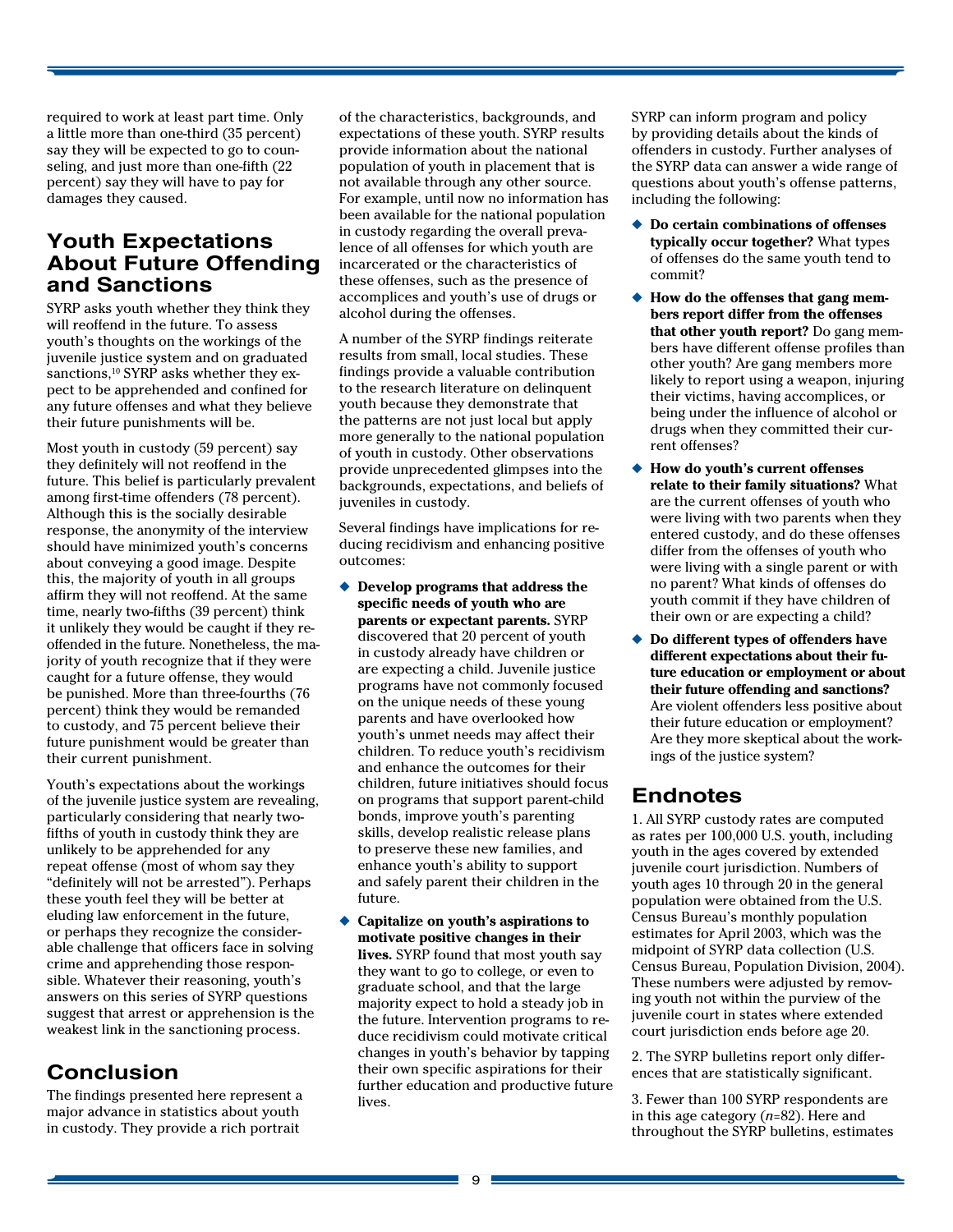required to work at least part time. Only a little more than one-third (35 percent) say they will be expected to go to counseling, and just more than one-fifth (22 percent) say they will have to pay for damages they caused.

## Youth Expectations About Future Offending and Sanctions

SYRP asks youth whether they think they will reoffend in the future. To assess youth's thoughts on the workings of the juvenile justice system and on graduated sanctions,[10] SYRP asks whether they expect to be apprehended and confined for any future offenses and what they believe their future punishments will be.

Most youth in custody (59 percent) say they definitely will not reoffend in the future. This belief is particularly prevalent among first-time offenders (78 percent). Although this is the socially desirable response, the anonymity of the interview should have minimized youth's concerns about conveying a good image. Despite this, the majority of youth in all groups affirm they will not reoffend. At the same time, nearly two-fifths (39 percent) think it unlikely they would be caught if they reoffended in the future. Nonetheless, the majority of youth recognize that if they were caught for a future offense, they would be punished. More than three-fourths (76 percent) think they would be remanded to custody, and 75 percent believe their future punishment would be greater than their current punishment.

Youth's expectations about the workings of the juvenile justice system are revealing, particularly considering that nearly two-fifths of youth in custody think they are unlikely to be apprehended for any repeat offense (most of whom say they "definitely will not be arrested"). Perhaps these youth feel they will be better at eluding law enforcement in the future, or perhaps they recognize the considerable challenge that officers face in solving crime and apprehending those responsible. Whatever their reasoning, youth's answers on this series of SYRP questions suggest that arrest or apprehension is the weakest link in the sanctioning process.

## Conclusion

The findings presented here represent a major advance in statistics about youth in custody. They provide a rich portrait of the characteristics, backgrounds, and expectations of these youth. SYRP results provide information about the national population of youth in custody that is not available through any other source. For example, until now no information has been available for the national population in custody regarding the overall prevalence of all offenses for which youth are incarcerated or the characteristics of these offenses, such as the presence of accomplices and youth's use of drugs or alcohol during the offenses.

A number of the SYRP findings reiterate results from small, local studies. These findings provide a valuable contribution to the research literature on delinquent youth because they demonstrate that the patterns are not just local but apply more generally to the national population of youth in custody. Other observations provide unprecedented glimpses into the backgrounds, expectations, and beliefs of juveniles in custody.

Several findings have implications for reducing recidivism and enhancing positive outcomes:

- **Develop programs that address the specific needs of youth who are parents or expectant parents.** SYRP discovered that 20 percent of youth in custody already have children or are expecting a child. Juvenile justice programs have not commonly focused on the unique needs of these young parents and have overlooked how youth's unmet needs may affect their children. To reduce youth's recidivism and enhance the outcomes for their children, future initiatives should focus on programs that support parent-child bonds, improve youth's parenting skills, develop realistic release plans to preserve these new families, and enhance youth's ability to support and safely parent their children in the future.
- **Capitalize on youth's aspirations to motivate positive changes in their lives.** SYRP found that most youth say they want to go to college, or even to graduate school, and that the large majority expect to hold a steady job in the future. Intervention programs to reduce recidivism could motivate critical changes in youth's behavior by tapping their own specific aspirations for their further education and productive future lives.

SYRP can inform program and policy by providing details about the kinds of offenders in custody. Further analyses of the SYRP data can answer a wide range of questions about youth's offense patterns, including the following:

- **Do certain combinations of offenses typically occur together?** What types of offenses do the same youth tend to commit?
- **How do the offenses that gang members report differ from the offenses that other youth report?** Do gang members have different offense profiles than other youth? Are gang members more likely to report using a weapon, injuring their victims, having accomplices, or being under the influence of alcohol or drugs when they committed their current offenses?
- **How do youth's current offenses relate to their family situations?** What are the current offenses of youth who were living with two parents when they entered custody, and do these offenses differ from the offenses of youth who were living with a single parent or with no parent? What kinds of offenses do youth commit if they have children of their own or are expecting a child?
- **Do different types of offenders have different expectations about their future education or employment or about their future offending and sanctions?** Are violent offenders less positive about their future education or employment? Are they more skeptical about the workings of the justice system?

## Endnotes

1. All SYRP custody rates are computed as rates per 100,000 U.S. youth, including youth in the ages covered by extended juvenile court jurisdiction. Numbers of youth ages 10 through 20 in the general population were obtained from the U.S. Census Bureau's monthly population estimates for April 2003, which was the midpoint of SYRP data collection (U.S. Census Bureau, Population Division, 2004). These numbers were adjusted by removing youth not within the purview of the juvenile court in states where extended court jurisdiction ends before age 20.

2. The SYRP bulletins report only differences that are statistically significant.

3. Fewer than 100 SYRP respondents are in this age category (*n*=82). Here and throughout the SYRP bulletins, estimates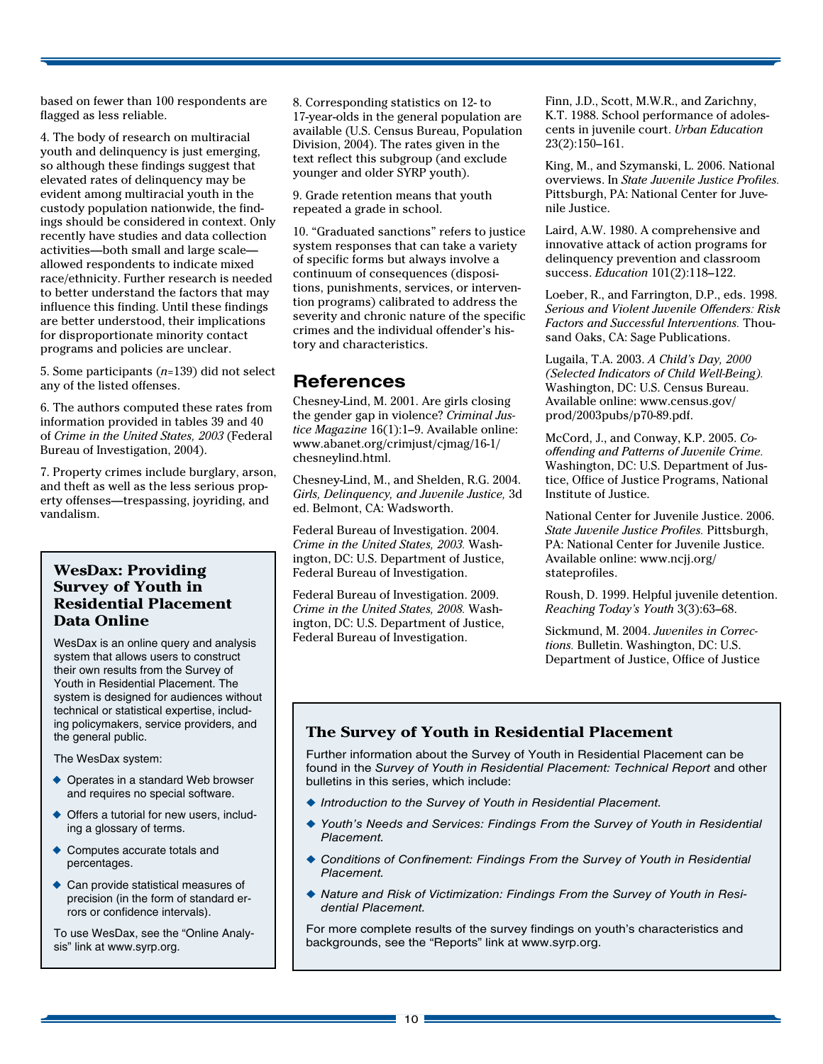based on fewer than 100 respondents are flagged as less reliable.

4. The body of research on multiracial youth and delinquency is just emerging, so although these findings suggest that elevated rates of delinquency may be evident among multiracial youth in the custody population nationwide, the findings should be considered in context. Only recently have studies and data collection activities—both small and large scale—allowed respondents to indicate mixed race/ethnicity. Further research is needed to better understand the factors that may influence this finding. Until these findings are better understood, their implications for disproportionate minority contact programs and policies are unclear.

5. Some participants (*n*=139) did not select any of the listed offenses.

6. The authors computed these rates from information provided in tables 39 and 40 of *Crime in the United States, 2003* (Federal Bureau of Investigation, 2004).

7. Property crimes include burglary, arson, and theft as well as the less serious property offenses—trespassing, joyriding, and vandalism.

8. Corresponding statistics on 12- to 17-year-olds in the general population are available (U.S. Census Bureau, Population Division, 2004). The rates given in the text reflect this subgroup (and exclude younger and older SYRP youth).

9. Grade retention means that youth repeated a grade in school.

10. "Graduated sanctions" refers to justice system responses that can take a variety of specific forms but always involve a continuum of consequences (dispositions, punishments, services, or intervention programs) calibrated to address the severity and chronic nature of the specific crimes and the individual offender's history and characteristics.

### WesDax: Providing Survey of Youth in Residential Placement Data Online

WesDax is an online query and analysis system that allows users to construct their own results from the Survey of Youth in Residential Placement. The system is designed for audiences without technical or statistical expertise, including policymakers, service providers, and the general public.

The WesDax system:

- Operates in a standard Web browser and requires no special software.
- Offers a tutorial for new users, including a glossary of terms.
- Computes accurate totals and percentages.
- Can provide statistical measures of precision (in the form of standard errors or confidence intervals).

To use WesDax, see the "Online Analysis" link at www.syrp.org.

## References

Chesney-Lind, M. 2001. Are girls closing the gender gap in violence? *Criminal Justice Magazine* 16(1):1–9. Available online: www.abanet.org/crimjust/cjmag/16-1/chesneylind.html.

Chesney-Lind, M., and Shelden, R.G. 2004. *Girls, Delinquency, and Juvenile Justice,* 3d ed. Belmont, CA: Wadsworth.

Federal Bureau of Investigation. 2004. *Crime in the United States, 2003.* Washington, DC: U.S. Department of Justice, Federal Bureau of Investigation.

Federal Bureau of Investigation. 2009. *Crime in the United States, 2008.* Washington, DC: U.S. Department of Justice, Federal Bureau of Investigation.

Finn, J.D., Scott, M.W.R., and Zarichny, K.T. 1988. School performance of adolescents in juvenile court. *Urban Education* 23(2):150–161.

King, M., and Szymanski, L. 2006. National overviews. In *State Juvenile Justice Profiles.* Pittsburgh, PA: National Center for Juvenile Justice.

Laird, A.W. 1980. A comprehensive and innovative attack of action programs for delinquency prevention and classroom success. *Education* 101(2):118–122.

Loeber, R., and Farrington, D.P., eds. 1998. *Serious and Violent Juvenile Offenders: Risk Factors and Successful Interventions.* Thousand Oaks, CA: Sage Publications.

Lugaila, T.A. 2003. *A Child's Day, 2000 (Selected Indicators of Child Well-Being).* Washington, DC: U.S. Census Bureau. Available online: www.census.gov/prod/2003pubs/p70-89.pdf.

McCord, J., and Conway, K.P. 2005. *Co-offending and Patterns of Juvenile Crime.* Washington, DC: U.S. Department of Justice, Office of Justice Programs, National Institute of Justice.

National Center for Juvenile Justice. 2006. *State Juvenile Justice Profiles.* Pittsburgh, PA: National Center for Juvenile Justice. Available online: www.ncjj.org/stateprofiles.

Roush, D. 1999. Helpful juvenile detention. *Reaching Today's Youth* 3(3):63–68.

Sickmund, M. 2004. *Juveniles in Corrections.* Bulletin. Washington, DC: U.S. Department of Justice, Office of Justice

### The Survey of Youth in Residential Placement

Further information about the Survey of Youth in Residential Placement can be found in the *Survey of Youth in Residential Placement: Technical Report* and other bulletins in this series, which include:

- *Introduction to the Survey of Youth in Residential Placement.*
- *Youth's Needs and Services: Findings From the Survey of Youth in Residential Placement.*
- *Conditions of Confinement: Findings From the Survey of Youth in Residential Placement.*
- *Nature and Risk of Victimization: Findings From the Survey of Youth in Residential Placement.*

For more complete results of the survey findings on youth's characteristics and backgrounds, see the "Reports" link at www.syrp.org.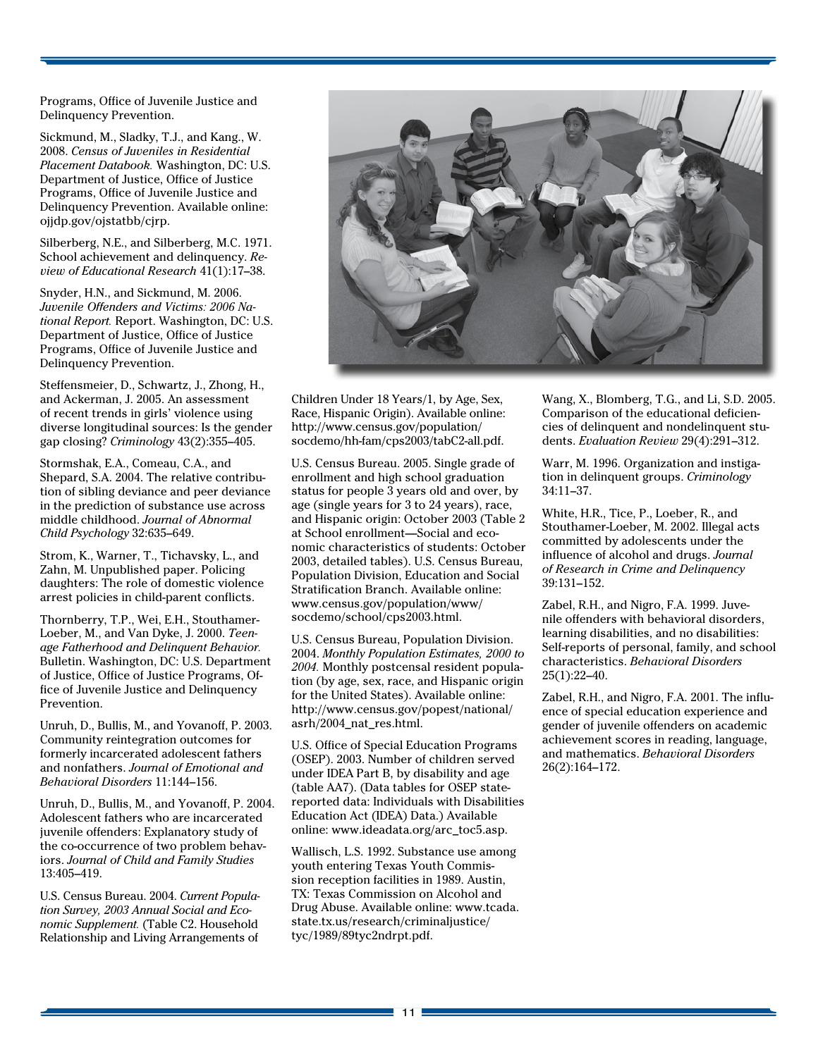Programs, Office of Juvenile Justice and Delinquency Prevention.

Sickmund, M., Sladky, T.J., and Kang., W. 2008. *Census of Juveniles in Residential Placement Databook.* Washington, DC: U.S. Department of Justice, Office of Justice Programs, Office of Juvenile Justice and Delinquency Prevention. Available online: ojjdp.gov/ojstatbb/cjrp.

Silberberg, N.E., and Silberberg, M.C. 1971. School achievement and delinquency. *Review of Educational Research* 41(1):17–38.

Snyder, H.N., and Sickmund, M. 2006. *Juvenile Offenders and Victims: 2006 National Report.* Report. Washington, DC: U.S. Department of Justice, Office of Justice Programs, Office of Juvenile Justice and Delinquency Prevention.

Steffensmeier, D., Schwartz, J., Zhong, H., and Ackerman, J. 2005. An assessment of recent trends in girls' violence using diverse longitudinal sources: Is the gender gap closing? *Criminology* 43(2):355–405.

Stormshak, E.A., Comeau, C.A., and Shepard, S.A. 2004. The relative contribution of sibling deviance and peer deviance in the prediction of substance use across middle childhood. *Journal of Abnormal Child Psychology* 32:635–649.

Strom, K., Warner, T., Tichavsky, L., and Zahn, M. Unpublished paper. Policing daughters: The role of domestic violence arrest policies in child-parent conflicts.

Thornberry, T.P., Wei, E.H., Stouthamer-Loeber, M., and Van Dyke, J. 2000. *Teenage Fatherhood and Delinquent Behavior.* Bulletin. Washington, DC: U.S. Department of Justice, Office of Justice Programs, Office of Juvenile Justice and Delinquency Prevention.

Unruh, D., Bullis, M., and Yovanoff, P. 2003. Community reintegration outcomes for formerly incarcerated adolescent fathers and nonfathers. *Journal of Emotional and Behavioral Disorders* 11:144–156.

Unruh, D., Bullis, M., and Yovanoff, P. 2004. Adolescent fathers who are incarcerated juvenile offenders: Explanatory study of the co-occurrence of two problem behaviors. *Journal of Child and Family Studies* 13:405–419.

U.S. Census Bureau. 2004. *Current Population Survey, 2003 Annual Social and Economic Supplement.* (Table C2. Household Relationship and Living Arrangements of Children Under 18 Years/1, by Age, Sex, Race, Hispanic Origin). Available online: http://www.census.gov/population/socdemo/hh-fam/cps2003/tabC2-all.pdf.

U.S. Census Bureau. 2005. Single grade of enrollment and high school graduation status for people 3 years old and over, by age (single years for 3 to 24 years), race, and Hispanic origin: October 2003 (Table 2 at School enrollment—Social and economic characteristics of students: October 2003, detailed tables). U.S. Census Bureau, Population Division, Education and Social Stratification Branch. Available online: www.census.gov/population/www/socdemo/school/cps2003.html.

U.S. Census Bureau, Population Division. 2004. *Monthly Population Estimates, 2000 to 2004.* Monthly postcensal resident population (by age, sex, race, and Hispanic origin for the United States). Available online: http://www.census.gov/popest/national/asrh/2004_nat_res.html.

U.S. Office of Special Education Programs (OSEP). 2003. Number of children served under IDEA Part B, by disability and age (table AA7). (Data tables for OSEP state-reported data: Individuals with Disabilities Education Act (IDEA) Data.) Available online: www.ideadata.org/arc_toc5.asp.

Wallisch, L.S. 1992. Substance use among youth entering Texas Youth Commission reception facilities in 1989. Austin, TX: Texas Commission on Alcohol and Drug Abuse. Available online: www.tcada.state.tx.us/research/criminaljustice/tyc/1989/89tyc2ndrpt.pdf.

Wang, X., Blomberg, T.G., and Li, S.D. 2005. Comparison of the educational deficiencies of delinquent and nondelinquent students. *Evaluation Review* 29(4):291–312.

Warr, M. 1996. Organization and instigation in delinquent groups. *Criminology* 34:11–37.

White, H.R., Tice, P., Loeber, R., and Stouthamer-Loeber, M. 2002. Illegal acts committed by adolescents under the influence of alcohol and drugs. *Journal of Research in Crime and Delinquency* 39:131–152.

Zabel, R.H., and Nigro, F.A. 1999. Juvenile offenders with behavioral disorders, learning disabilities, and no disabilities: Self-reports of personal, family, and school characteristics. *Behavioral Disorders* 25(1):22–40.

Zabel, R.H., and Nigro, F.A. 2001. The influence of special education experience and gender of juvenile offenders on academic achievement scores in reading, language, and mathematics. *Behavioral Disorders* 26(2):164–172.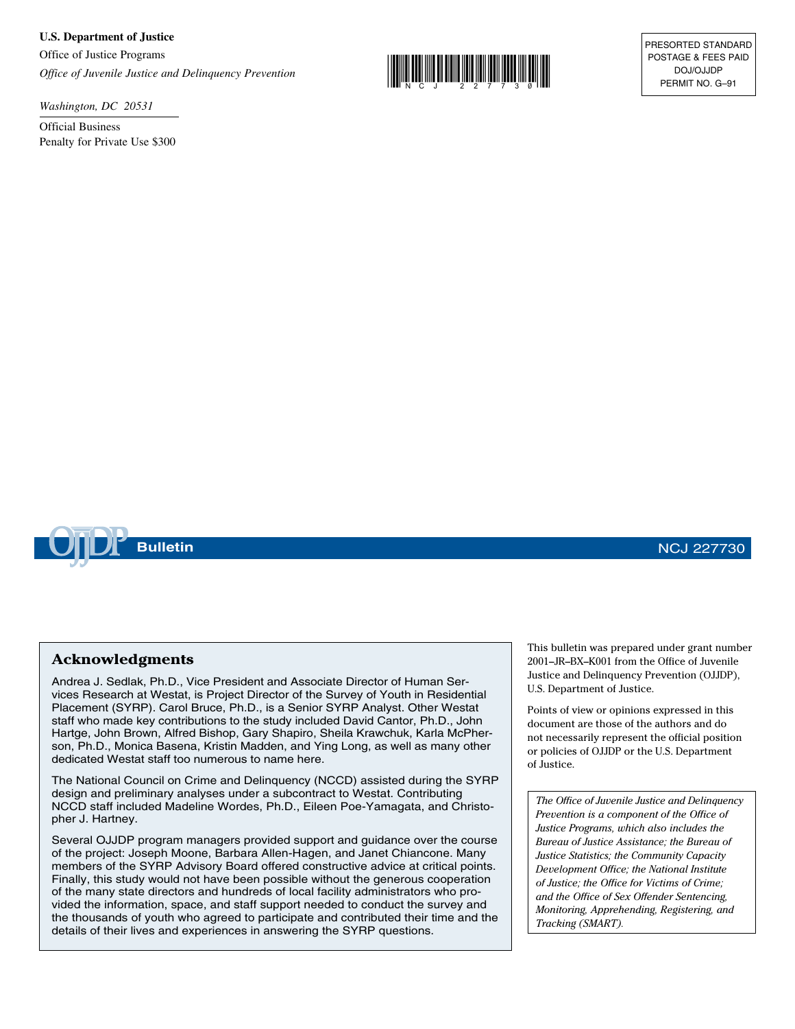**U.S. Department of Justice**

Office of Justice Programs

*Office of Juvenile Justice and Delinquency Prevention*

*Washington, DC 20531*

Official Business

Penalty for Private Use $300

NCJ 227730

PRESORTED STANDARD
POSTAGE & FEES PAID
DOJ/OJJDP
PERMIT NO. G–91

**Bulletin** NCJ 227730

## Acknowledgments

Andrea J. Sedlak, Ph.D., Vice President and Associate Director of Human Services Research at Westat, is Project Director of the Survey of Youth in Residential Placement (SYRP). Carol Bruce, Ph.D., is a Senior SYRP Analyst. Other Westat staff who made key contributions to the study included David Cantor, Ph.D., John Hartge, John Brown, Alfred Bishop, Gary Shapiro, Sheila Krawchuk, Karla McPherson, Ph.D., Monica Basena, Kristin Madden, and Ying Long, as well as many other dedicated Westat staff too numerous to name here.

The National Council on Crime and Delinquency (NCCD) assisted during the SYRP design and preliminary analyses under a subcontract to Westat. Contributing NCCD staff included Madeline Wordes, Ph.D., Eileen Poe-Yamagata, and Christopher J. Hartney.

Several OJJDP program managers provided support and guidance over the course of the project: Joseph Moone, Barbara Allen-Hagen, and Janet Chiancone. Many members of the SYRP Advisory Board offered constructive advice at critical points. Finally, this study would not have been possible without the generous cooperation of the many state directors and hundreds of local facility administrators who provided the information, space, and staff support needed to conduct the survey and the thousands of youth who agreed to participate and contributed their time and the details of their lives and experiences in answering the SYRP questions.

This bulletin was prepared under grant number 2001–JR–BX–K001 from the Office of Juvenile Justice and Delinquency Prevention (OJJDP), U.S. Department of Justice.

Points of view or opinions expressed in this document are those of the authors and do not necessarily represent the official position or policies of OJJDP or the U.S. Department of Justice.

*The Office of Juvenile Justice and Delinquency Prevention is a component of the Office of Justice Programs, which also includes the Bureau of Justice Assistance; the Bureau of Justice Statistics; the Community Capacity Development Office; the National Institute of Justice; the Office for Victims of Crime; and the Office of Sex Offender Sentencing, Monitoring, Apprehending, Registering, and Tracking (SMART).*